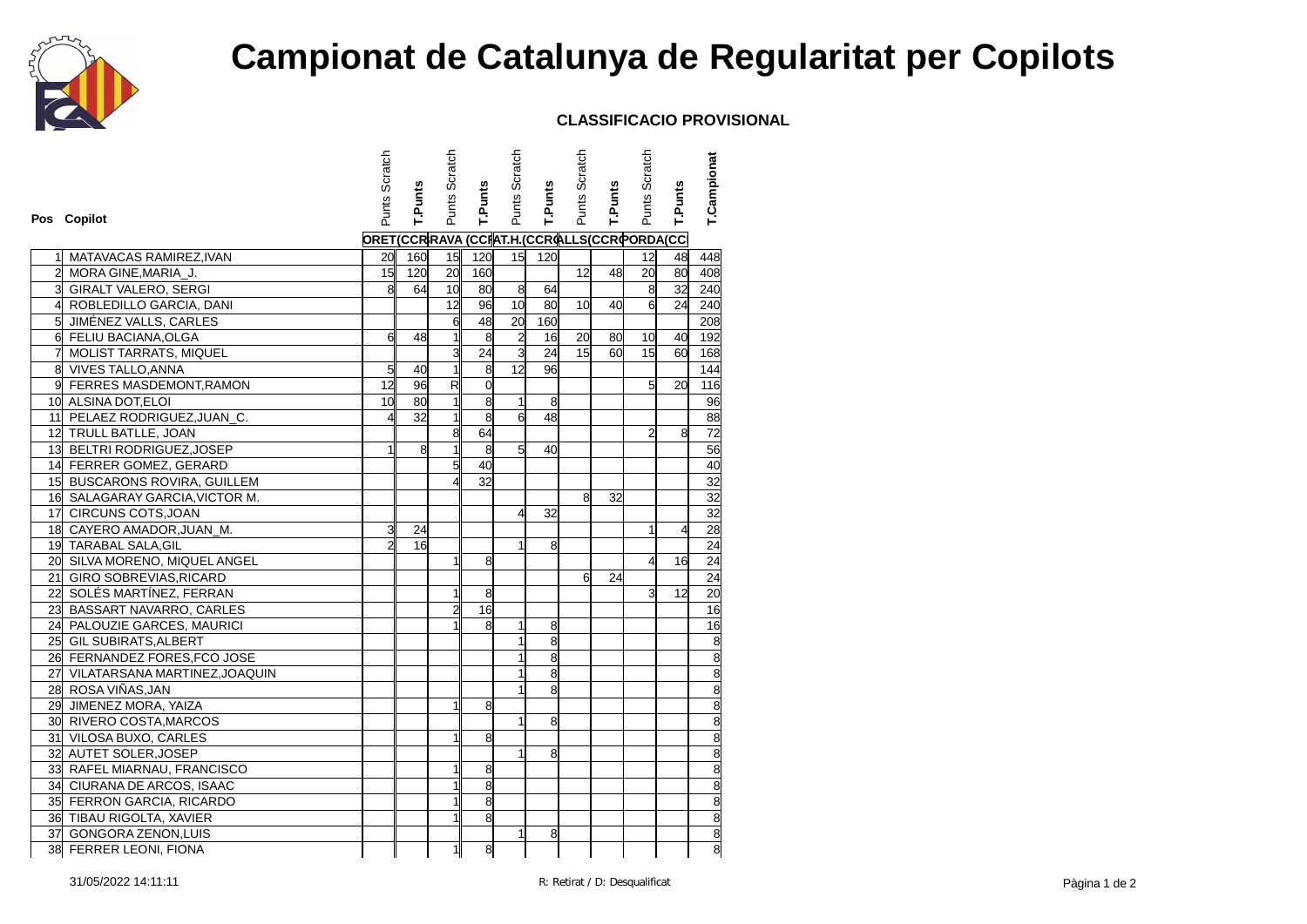# Campionat de Catalunya de Regularitat per Copilots

**CLASSIFICACIO PROVISIONAL**

| Pos | Copilot | Punts Scratch | T.Punts | Punts Scratch | T.Punts | Punts Scratch | T.Punts | Punts Scratch | T.Punts | Punts Scratch | T.Punts | T.Campionat |
|---|---|---|---|---|---|---|---|---|---|---|---|---|
| | | ORET(CCR | | RAVA (CC | | AT.H.(CCR | | ALLS(CCR | | ORDA(CC | | |
| 1 | MATAVACAS RAMIREZ,IVAN | 20 | 160 | 15 | 120 | 15 | 120 | | | 12 | 48 | 448 |
| 2 | MORA GINE,MARIA_J. | 15 | 120 | 20 | 160 | | | 12 | 48 | 20 | 80 | 408 |
| 3 | GIRALT VALERO, SERGI | 8 | 64 | 10 | 80 | 8 | 64 | | | 8 | 32 | 240 |
| 4 | ROBLEDILLO GARCIA, DANI | | | 12 | 96 | 10 | 80 | 10 | 40 | 6 | 24 | 240 |
| 5 | JIMÉNEZ VALLS, CARLES | | | 6 | 48 | 20 | 160 | | | | | 208 |
| 6 | FELIU BACIANA,OLGA | 6 | 48 | 1 | 8 | 2 | 16 | 20 | 80 | 10 | 40 | 192 |
| 7 | MOLIST TARRATS, MIQUEL | | | 3 | 24 | 3 | 24 | 15 | 60 | 15 | 60 | 168 |
| 8 | VIVES TALLO,ANNA | 5 | 40 | 1 | 8 | 12 | 96 | | | | | 144 |
| 9 | FERRES MASDEMONT,RAMON | 12 | 96 | R | 0 | | | | | 5 | 20 | 116 |
| 10 | ALSINA DOT,ELOI | 10 | 80 | 1 | 8 | 1 | 8 | | | | | 96 |
| 11 | PELAEZ RODRIGUEZ,JUAN_C. | 4 | 32 | 1 | 8 | 6 | 48 | | | | | 88 |
| 12 | TRULL BATLLE, JOAN | | | 8 | 64 | | | | | 2 | 8 | 72 |
| 13 | BELTRI RODRIGUEZ,JOSEP | 1 | 8 | 1 | 8 | 5 | 40 | | | | | 56 |
| 14 | FERRER GOMEZ, GERARD | | | 5 | 40 | | | | | | | 40 |
| 15 | BUSCARONS ROVIRA, GUILLEM | | | 4 | 32 | | | | | | | 32 |
| 16 | SALAGARAY GARCIA,VICTOR M. | | | | | | | 8 | 32 | | | 32 |
| 17 | CIRCUNS COTS,JOAN | | | | | 4 | 32 | | | | | 32 |
| 18 | CAYERO AMADOR,JUAN_M. | 3 | 24 | | | | | | | 1 | 4 | 28 |
| 19 | TARABAL SALA,GIL | 2 | 16 | | | 1 | 8 | | | | | 24 |
| 20 | SILVA MORENO, MIQUEL ANGEL | | | 1 | 8 | | | | | 4 | 16 | 24 |
| 21 | GIRO SOBREVIAS,RICARD | | | | | | | 6 | 24 | | | 24 |
| 22 | SOLÉS MARTÍNEZ, FERRAN | | | 1 | 8 | | | | | 3 | 12 | 20 |
| 23 | BASSART NAVARRO, CARLES | | | 2 | 16 | | | | | | | 16 |
| 24 | PALOUZIE GARCES, MAURICI | | | 1 | 8 | 1 | 8 | | | | | 16 |
| 25 | GIL SUBIRATS,ALBERT | | | | | 1 | 8 | | | | | 8 |
| 26 | FERNANDEZ FORES,FCO JOSE | | | | | 1 | 8 | | | | | 8 |
| 27 | VILATARSANA MARTINEZ,JOAQUIN | | | | | 1 | 8 | | | | | 8 |
| 28 | ROSA VIÑAS,JAN | | | | | 1 | 8 | | | | | 8 |
| 29 | JIMENEZ MORA, YAIZA | | | 1 | 8 | | | | | | | 8 |
| 30 | RIVERO COSTA,MARCOS | | | | | 1 | 8 | | | | | 8 |
| 31 | VILOSA BUXO, CARLES | | | 1 | 8 | | | | | | | 8 |
| 32 | AUTET SOLER,JOSEP | | | | | 1 | 8 | | | | | 8 |
| 33 | RAFEL MIARNAU, FRANCISCO | | | 1 | 8 | | | | | | | 8 |
| 34 | CIURANA DE ARCOS, ISAAC | | | 1 | 8 | | | | | | | 8 |
| 35 | FERRON GARCIA, RICARDO | | | 1 | 8 | | | | | | | 8 |
| 36 | TIBAU RIGOLTA, XAVIER | | | 1 | 8 | | | | | | | 8 |
| 37 | GONGORA ZENON,LUIS | | | | | 1 | 8 | | | | | 8 |
| 38 | FERRER LEONI, FIONA | | | 1 | 8 | | | | | | | 8 |

R: Retirat / D: Desqualificat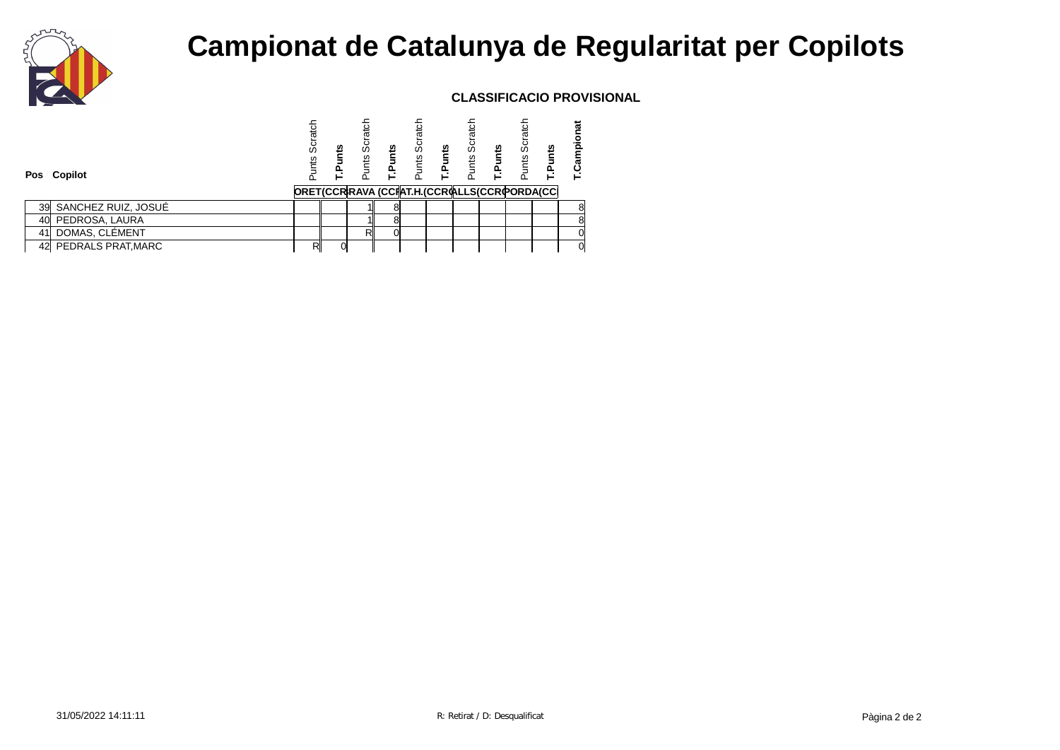# Campionat de Catalunya de Regularitat per Copilots

**CLASSIFICACIO PROVISIONAL**

| Pos | Copilot | Punts Scratch | T.Punts | Punts Scratch | T.Punts | Punts Scratch | T.Punts | Punts Scratch | T.Punts | Punts Scratch | T.Punts | T.Campionat |
|---|---|---|---|---|---|---|---|---|---|---|---|---|
| | | ORET(CCR | | RAVA (CCI | | AT.H.(CCR | | ALLS(CCR | | ORDA(CC | | |
| 39 | SANCHEZ RUIZ, JOSUÉ | | | 1 | 8 | | | | | | | 8 |
| 40 | PEDROSA, LAURA | | | 1 | 8 | | | | | | | 8 |
| 41 | DOMAS, CLÉMENT | | | R | 0 | | | | | | | 0 |
| 42 | PEDRALS PRAT,MARC | R | 0 | | | | | | | | | 0 |

31/05/2022 14:11:11

R: Retirat / D: Desqualificat